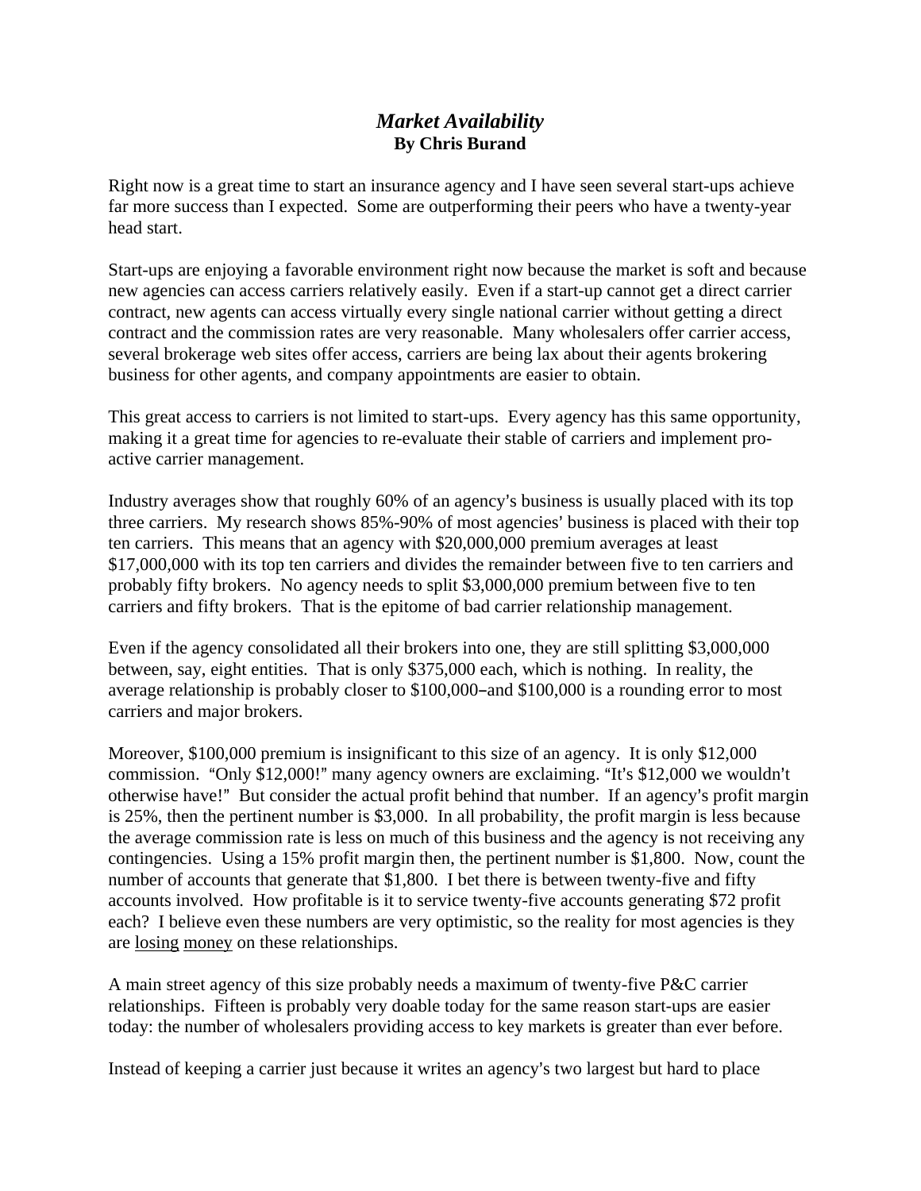# *Market Availability*

**By Chris Burand**

Right now is a great time to start an insurance agency and I have seen several start-ups achieve far more success than I expected. Some are outperforming their peers who have a twenty-year head start.

Start-ups are enjoying a favorable environment right now because the market is soft and because new agencies can access carriers relatively easily. Even if a start-up cannot get a direct carrier contract, new agents can access virtually every single national carrier without getting a direct contract and the commission rates are very reasonable. Many wholesalers offer carrier access, several brokerage web sites offer access, carriers are being lax about their agents brokering business for other agents, and company appointments are easier to obtain.

This great access to carriers is not limited to start-ups. Every agency has this same opportunity, making it a great time for agencies to re-evaluate their stable of carriers and implement pro-active carrier management.

Industry averages show that roughly 60% of an agency's business is usually placed with its top three carriers. My research shows 85%-90% of most agencies' business is placed with their top ten carriers. This means that an agency with $20,000,000 premium averages at least $17,000,000 with its top ten carriers and divides the remainder between five to ten carriers and probably fifty brokers. No agency needs to split $3,000,000 premium between five to ten carriers and fifty brokers. That is the epitome of bad carrier relationship management.

Even if the agency consolidated all their brokers into one, they are still splitting $3,000,000 between, say, eight entities. That is only $375,000 each, which is nothing. In reality, the average relationship is probably closer to $100,000–and $100,000 is a rounding error to most carriers and major brokers.

Moreover, $100,000 premium is insignificant to this size of an agency. It is only $12,000 commission. "Only $12,000!" many agency owners are exclaiming. "It's $12,000 we wouldn't otherwise have!" But consider the actual profit behind that number. If an agency's profit margin is 25%, then the pertinent number is $3,000. In all probability, the profit margin is less because the average commission rate is less on much of this business and the agency is not receiving any contingencies. Using a 15% profit margin then, the pertinent number is $1,800. Now, count the number of accounts that generate that $1,800. I bet there is between twenty-five and fifty accounts involved. How profitable is it to service twenty-five accounts generating $72 profit each? I believe even these numbers are very optimistic, so the reality for most agencies is they are <u>losing</u> <u>money</u> on these relationships.

A main street agency of this size probably needs a maximum of twenty-five P&C carrier relationships. Fifteen is probably very doable today for the same reason start-ups are easier today: the number of wholesalers providing access to key markets is greater than ever before.

Instead of keeping a carrier just because it writes an agency's two largest but hard to place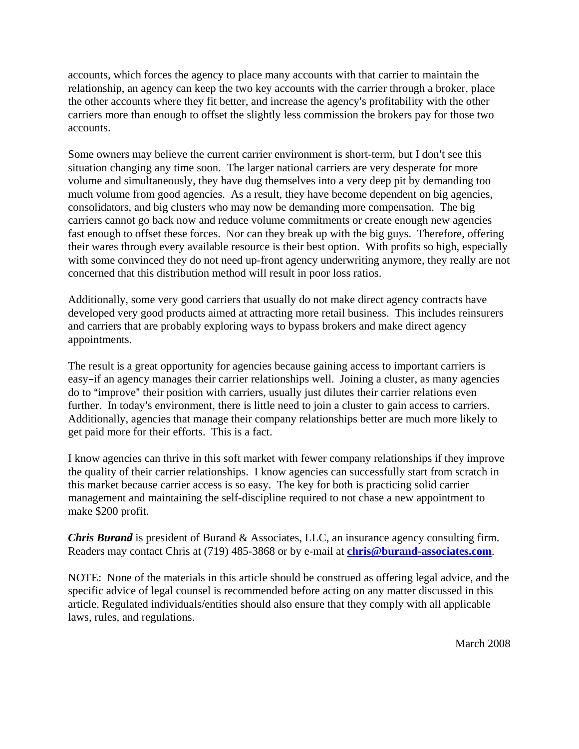accounts, which forces the agency to place many accounts with that carrier to maintain the relationship, an agency can keep the two key accounts with the carrier through a broker, place the other accounts where they fit better, and increase the agency's profitability with the other carriers more than enough to offset the slightly less commission the brokers pay for those two accounts.

Some owners may believe the current carrier environment is short-term, but I don't see this situation changing any time soon. The larger national carriers are very desperate for more volume and simultaneously, they have dug themselves into a very deep pit by demanding too much volume from good agencies. As a result, they have become dependent on big agencies, consolidators, and big clusters who may now be demanding more compensation. The big carriers cannot go back now and reduce volume commitments or create enough new agencies fast enough to offset these forces. Nor can they break up with the big guys. Therefore, offering their wares through every available resource is their best option. With profits so high, especially with some convinced they do not need up-front agency underwriting anymore, they really are not concerned that this distribution method will result in poor loss ratios.

Additionally, some very good carriers that usually do not make direct agency contracts have developed very good products aimed at attracting more retail business. This includes reinsurers and carriers that are probably exploring ways to bypass brokers and make direct agency appointments.

The result is a great opportunity for agencies because gaining access to important carriers is easy–if an agency manages their carrier relationships well. Joining a cluster, as many agencies do to "improve" their position with carriers, usually just dilutes their carrier relations even further. In today's environment, there is little need to join a cluster to gain access to carriers. Additionally, agencies that manage their company relationships better are much more likely to get paid more for their efforts. This is a fact.

I know agencies can thrive in this soft market with fewer company relationships if they improve the quality of their carrier relationships. I know agencies can successfully start from scratch in this market because carrier access is so easy. The key for both is practicing solid carrier management and maintaining the self-discipline required to not chase a new appointment to make $200 profit.

***Chris Burand*** is president of Burand & Associates, LLC, an insurance agency consulting firm. Readers may contact Chris at (719) 485-3868 or by e-mail at **chris@burand-associates.com**.

NOTE: None of the materials in this article should be construed as offering legal advice, and the specific advice of legal counsel is recommended before acting on any matter discussed in this article. Regulated individuals/entities should also ensure that they comply with all applicable laws, rules, and regulations.

March 2008